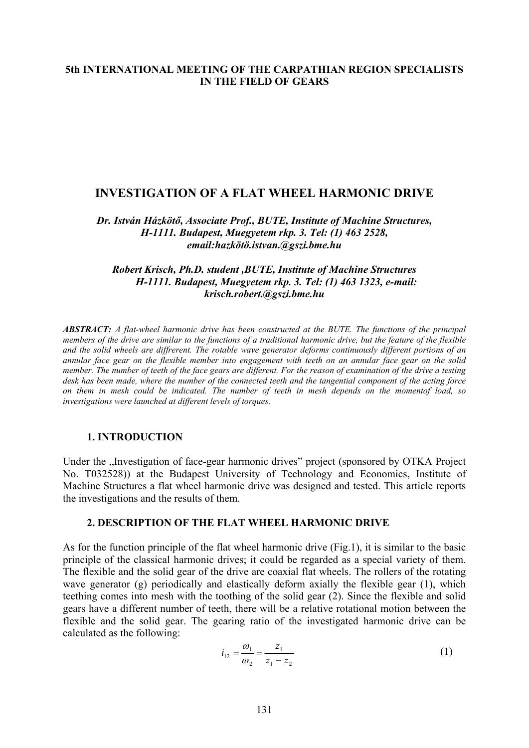**5th INTERNATIONAL MEETING OF THE CARPATHIAN REGION SPECIALISTS IN THE FIELD OF GEARS**

# INVESTIGATION OF A FLAT WHEEL HARMONIC DRIVE

***Dr. István Házkötő, Associate Prof., BUTE, Institute of Machine Structures, H-1111. Budapest, Muegyetem rkp. 3. Tel: (1) 463 2528, email:hazkötö.istvan.@gszi.bme.hu***

***Robert Krisch, Ph.D. student ,BUTE, Institute of Machine Structures H-1111. Budapest, Muegyetem rkp. 3. Tel: (1) 463 1323, e-mail: krisch.robert.@gszi.bme.hu***

***ABSTRACT:*** *A flat-wheel harmonic drive has been constructed at the BUTE. The functions of the principal members of the drive are similar to the functions of a traditional harmonic drive, but the feature of the flexible and the solid wheels are diffrerent. The rotable wave generator deforms continuously different portions of an annular face gear on the flexible member into engagement with teeth on an annular face gear on the solid member. The number of teeth of the face gears are different. For the reason of examination of the drive a testing desk has been made, where the number of the connected teeth and the tangential component of the acting force on them in mesh could be indicated. The number of teeth in mesh depends on the momentof load, so investigations were launched at different levels of torques.*

## 1. INTRODUCTION

Under the „Investigation of face-gear harmonic drives" project (sponsored by OTKA Project No. T032528)) at the Budapest University of Technology and Economics, Institute of Machine Structures a flat wheel harmonic drive was designed and tested. This article reports the investigations and the results of them.

## 2. DESCRIPTION OF THE FLAT WHEEL HARMONIC DRIVE

As for the function principle of the flat wheel harmonic drive (Fig.1), it is similar to the basic principle of the classical harmonic drives; it could be regarded as a special variety of them. The flexible and the solid gear of the drive are coaxial flat wheels. The rollers of the rotating wave generator (g) periodically and elastically deform axially the flexible gear (1), which teething comes into mesh with the toothing of the solid gear (2). Since the flexible and solid gears have a different number of teeth, there will be a relative rotational motion between the flexible and the solid gear. The gearing ratio of the investigated harmonic drive can be calculated as the following:

$$i_{12} = \frac{\omega_1}{\omega_2} = \frac{z_1}{z_1 - z_2} \qquad (1)$$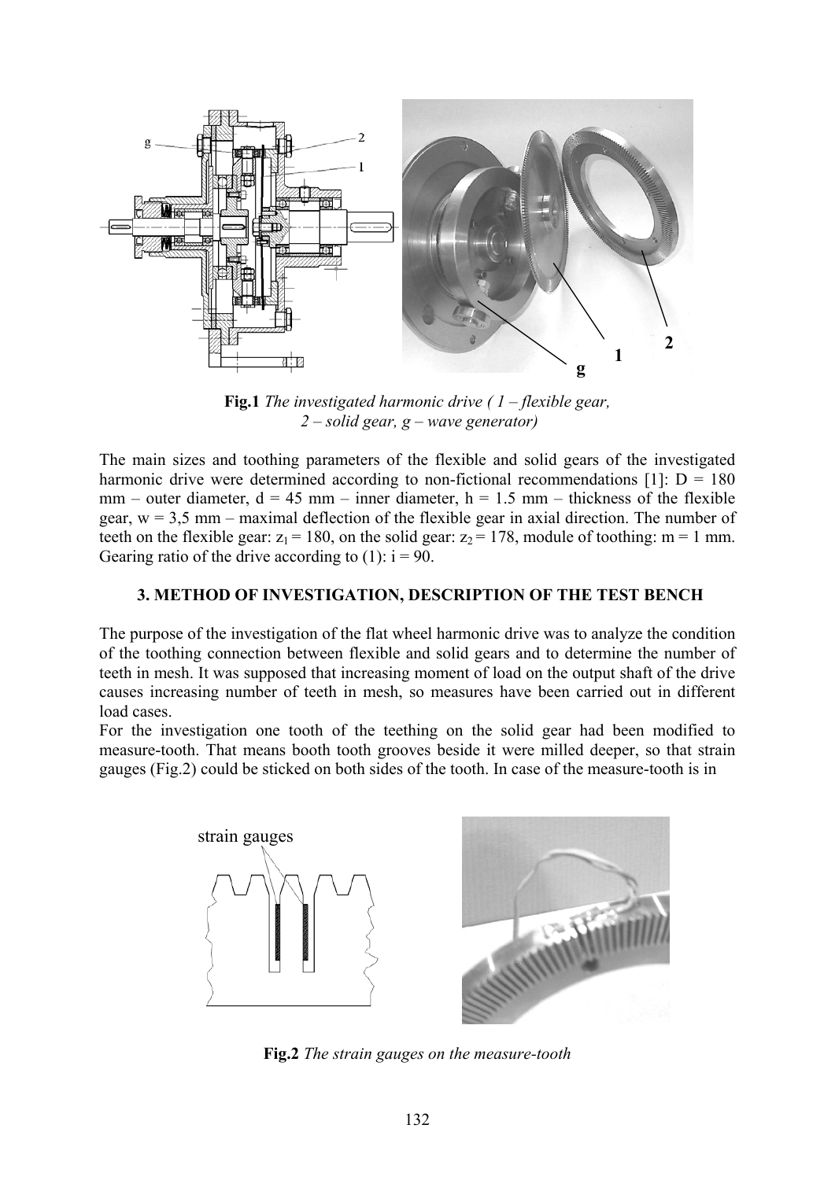**Fig.1** *The investigated harmonic drive ( 1 – flexible gear, 2 – solid gear, g – wave generator)*

The main sizes and toothing parameters of the flexible and solid gears of the investigated harmonic drive were determined according to non-fictional recommendations [1]: D = 180 mm – outer diameter, d = 45 mm – inner diameter, h = 1.5 mm – thickness of the flexible gear, w = 3,5 mm – maximal deflection of the flexible gear in axial direction. The number of teeth on the flexible gear: $z_1 = 180$, on the solid gear: $z_2 = 178$, module of toothing: m = 1 mm. Gearing ratio of the drive according to (1): i = 90.

## 3. METHOD OF INVESTIGATION, DESCRIPTION OF THE TEST BENCH

The purpose of the investigation of the flat wheel harmonic drive was to analyze the condition of the toothing connection between flexible and solid gears and to determine the number of teeth in mesh. It was supposed that increasing moment of load on the output shaft of the drive causes increasing number of teeth in mesh, so measures have been carried out in different load cases.

For the investigation one tooth of the teething on the solid gear had been modified to measure-tooth. That means booth tooth grooves beside it were milled deeper, so that strain gauges (Fig.2) could be sticked on both sides of the tooth. In case of the measure-tooth is in

**Fig.2** *The strain gauges on the measure-tooth*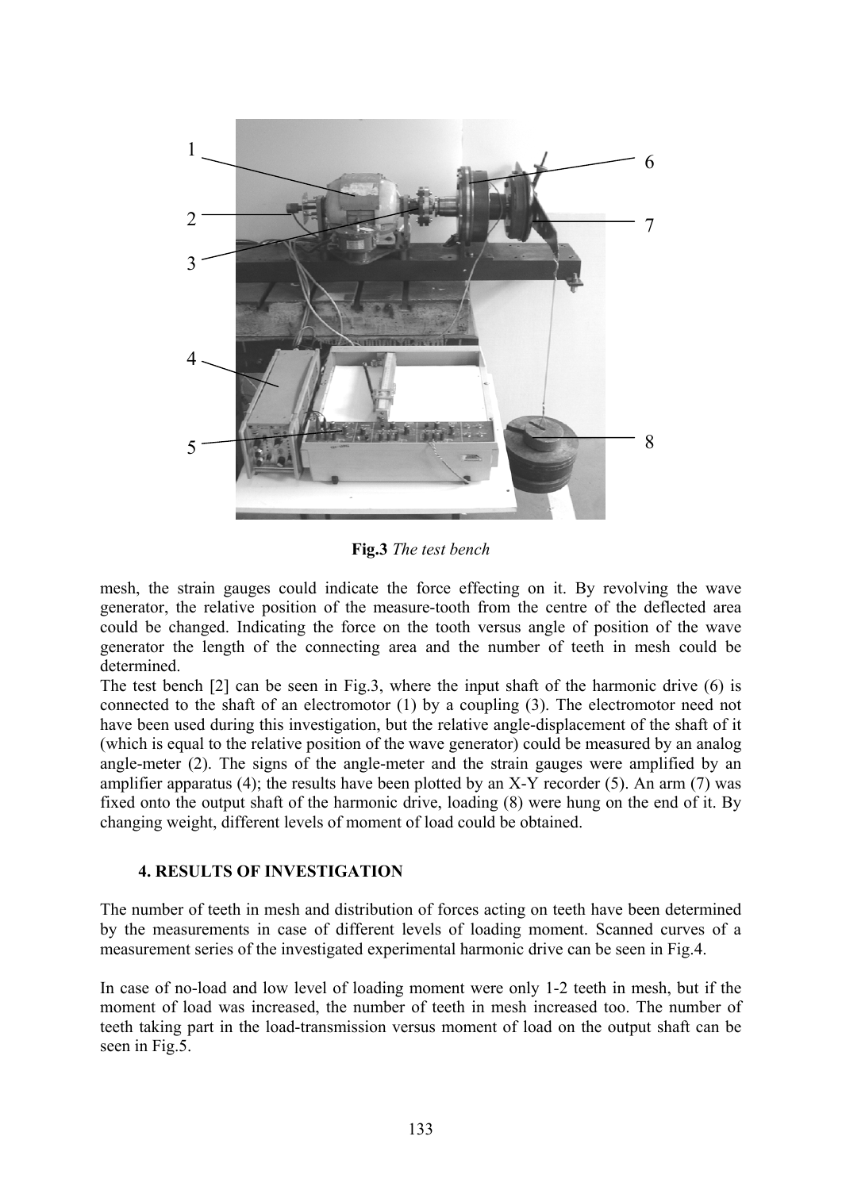**Fig.3** *The test bench*

mesh, the strain gauges could indicate the force effecting on it. By revolving the wave generator, the relative position of the measure-tooth from the centre of the deflected area could be changed. Indicating the force on the tooth versus angle of position of the wave generator the length of the connecting area and the number of teeth in mesh could be determined.

The test bench [2] can be seen in Fig.3, where the input shaft of the harmonic drive (6) is connected to the shaft of an electromotor (1) by a coupling (3). The electromotor need not have been used during this investigation, but the relative angle-displacement of the shaft of it (which is equal to the relative position of the wave generator) could be measured by an analog angle-meter (2). The signs of the angle-meter and the strain gauges were amplified by an amplifier apparatus (4); the results have been plotted by an X-Y recorder (5). An arm (7) was fixed onto the output shaft of the harmonic drive, loading (8) were hung on the end of it. By changing weight, different levels of moment of load could be obtained.

## 4. RESULTS OF INVESTIGATION

The number of teeth in mesh and distribution of forces acting on teeth have been determined by the measurements in case of different levels of loading moment. Scanned curves of a measurement series of the investigated experimental harmonic drive can be seen in Fig.4.

In case of no-load and low level of loading moment were only 1-2 teeth in mesh, but if the moment of load was increased, the number of teeth in mesh increased too. The number of teeth taking part in the load-transmission versus moment of load on the output shaft can be seen in Fig.5.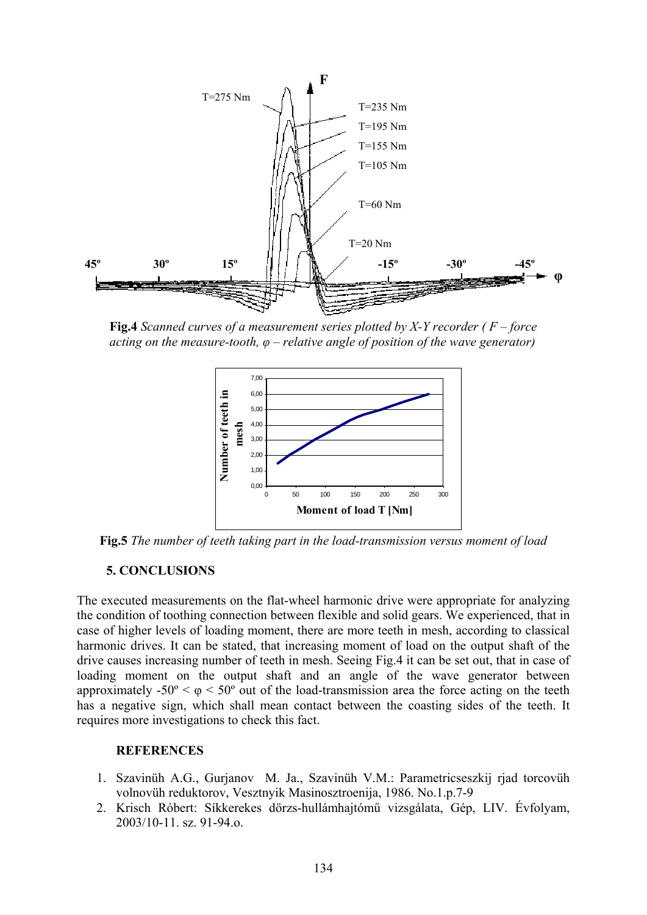F

T=275 Nm

T=235 Nm

T=195 Nm

T=155 Nm

T=105 Nm

T=60 Nm

T=20 Nm

45º 30º 15º -15º -30º -45º

φ

**Fig.4** *Scanned curves of a measurement series plotted by X-Y recorder ( F – force acting on the measure-tooth, φ – relative angle of position of the wave generator)*

Number of teeth in mesh

7,00
6,00
5,00
4,00
3,00
2,00
1,00
0,00

0 50 100 150 200 250 300

Moment of load T [Nm]

**Fig.5** *The number of teeth taking part in the load-transmission versus moment of load*

## 5. CONCLUSIONS

The executed measurements on the flat-wheel harmonic drive were appropriate for analyzing the condition of toothing connection between flexible and solid gears. We experienced, that in case of higher levels of loading moment, there are more teeth in mesh, according to classical harmonic drives. It can be stated, that increasing moment of load on the output shaft of the drive causes increasing number of teeth in mesh. Seeing Fig.4 it can be set out, that in case of loading moment on the output shaft and an angle of the wave generator between approximately $-50º < φ < 50º$ out of the load-transmission area the force acting on the teeth has a negative sign, which shall mean contact between the coasting sides of the teeth. It requires more investigations to check this fact.

## REFERENCES

1. Szavinüh A.G., Gurjanov M. Ja., Szavinüh V.M.: Parametricseszkij rjad torcovüh volnovüh reduktorov, Vesztnyik Masinosztroenija, 1986. No.1.p.7-9
2. Krisch Róbert: Síkkerekes dörzs-hullámhajtómű vizsgálata, Gép, LIV. Évfolyam, 2003/10-11. sz. 91-94.o.